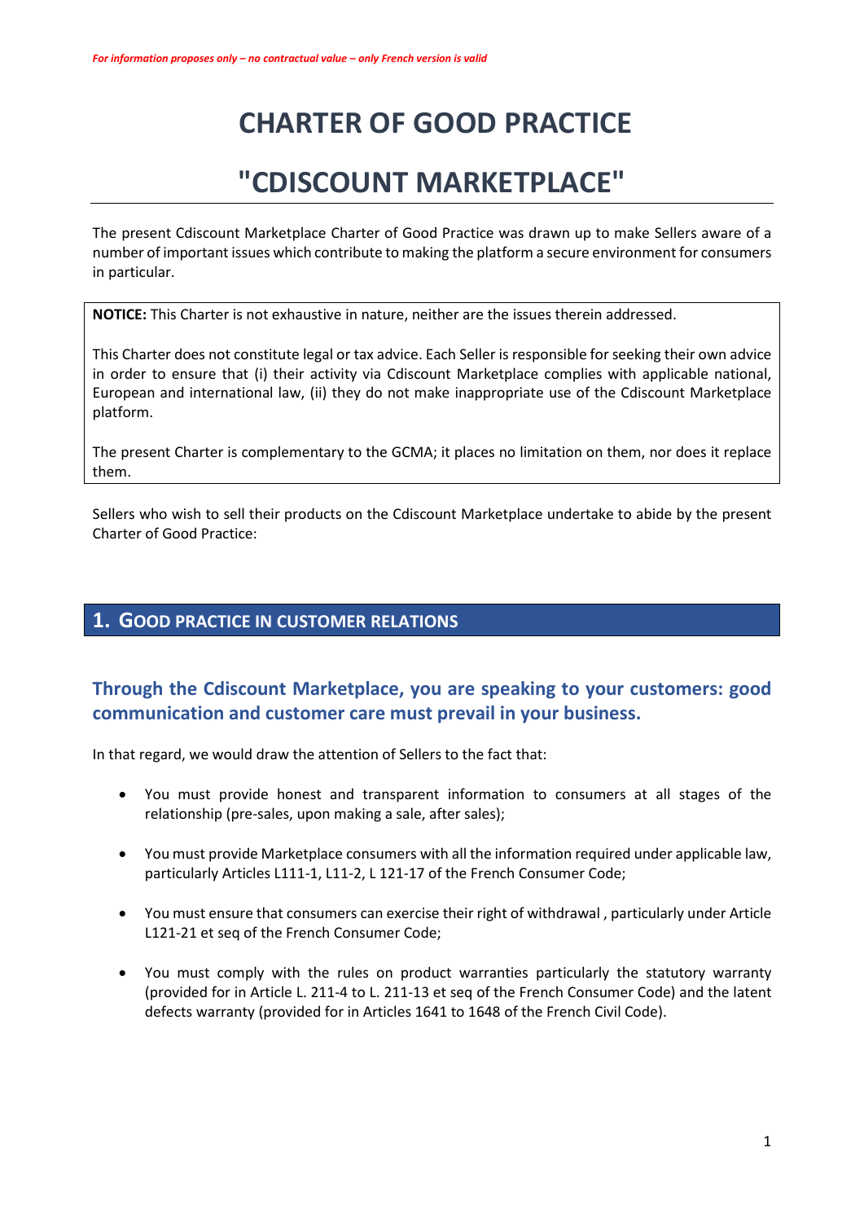*For information proposes only – no contractual value – only French version is valid*

# CHARTER OF GOOD PRACTICE

# "CDISCOUNT MARKETPLACE"

The present Cdiscount Marketplace Charter of Good Practice was drawn up to make Sellers aware of a number of important issues which contribute to making the platform a secure environment for consumers in particular.

**NOTICE:** This Charter is not exhaustive in nature, neither are the issues therein addressed.

This Charter does not constitute legal or tax advice. Each Seller is responsible for seeking their own advice in order to ensure that (i) their activity via Cdiscount Marketplace complies with applicable national, European and international law, (ii) they do not make inappropriate use of the Cdiscount Marketplace platform.

The present Charter is complementary to the GCMA; it places no limitation on them, nor does it replace them.

Sellers who wish to sell their products on the Cdiscount Marketplace undertake to abide by the present Charter of Good Practice:

## 1. GOOD PRACTICE IN CUSTOMER RELATIONS

### Through the Cdiscount Marketplace, you are speaking to your customers: good communication and customer care must prevail in your business.

In that regard, we would draw the attention of Sellers to the fact that:

- You must provide honest and transparent information to consumers at all stages of the relationship (pre-sales, upon making a sale, after sales);
- You must provide Marketplace consumers with all the information required under applicable law, particularly Articles L111-1, L11-2, L 121-17 of the French Consumer Code;
- You must ensure that consumers can exercise their right of withdrawal , particularly under Article L121-21 et seq of the French Consumer Code;
- You must comply with the rules on product warranties particularly the statutory warranty (provided for in Article L. 211-4 to L. 211-13 et seq of the French Consumer Code) and the latent defects warranty (provided for in Articles 1641 to 1648 of the French Civil Code).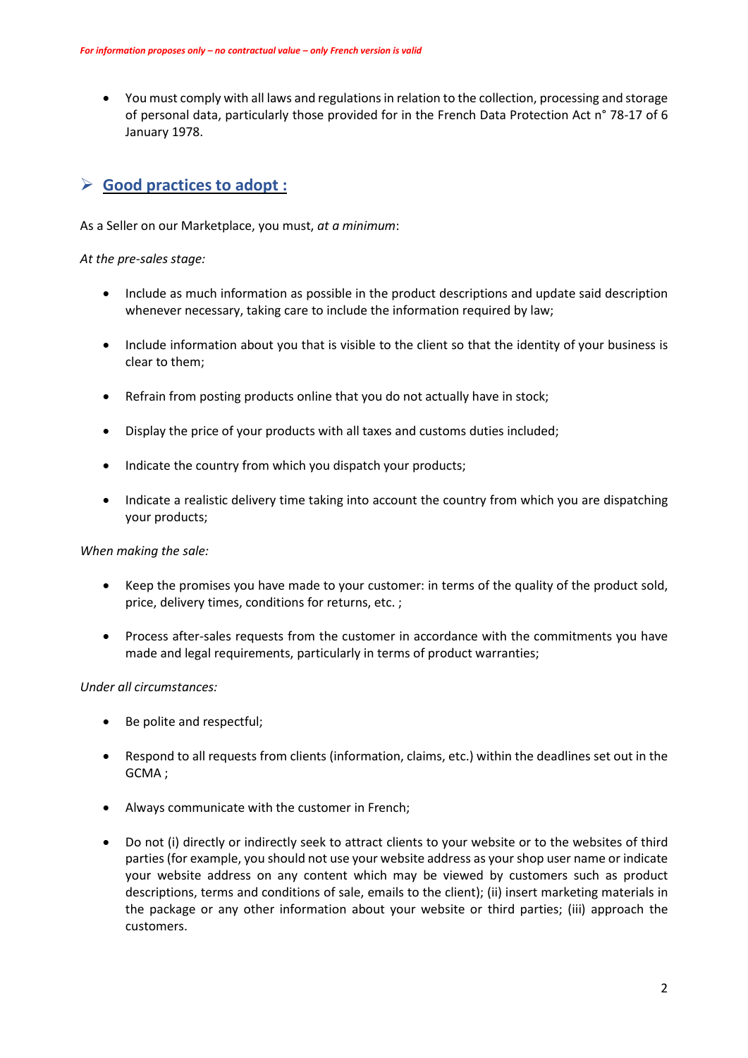- You must comply with all laws and regulations in relation to the collection, processing and storage of personal data, particularly those provided for in the French Data Protection Act n° 78-17 of 6 January 1978.

## ➢ Good practices to adopt :

As a Seller on our Marketplace, you must, *at a minimum*:

*At the pre-sales stage:*

- Include as much information as possible in the product descriptions and update said description whenever necessary, taking care to include the information required by law;
- Include information about you that is visible to the client so that the identity of your business is clear to them;
- Refrain from posting products online that you do not actually have in stock;
- Display the price of your products with all taxes and customs duties included;
- Indicate the country from which you dispatch your products;
- Indicate a realistic delivery time taking into account the country from which you are dispatching your products;

*When making the sale:*

- Keep the promises you have made to your customer: in terms of the quality of the product sold, price, delivery times, conditions for returns, etc. ;
- Process after-sales requests from the customer in accordance with the commitments you have made and legal requirements, particularly in terms of product warranties;

*Under all circumstances:*

- Be polite and respectful;
- Respond to all requests from clients (information, claims, etc.) within the deadlines set out in the GCMA ;
- Always communicate with the customer in French;
- Do not (i) directly or indirectly seek to attract clients to your website or to the websites of third parties (for example, you should not use your website address as your shop user name or indicate your website address on any content which may be viewed by customers such as product descriptions, terms and conditions of sale, emails to the client); (ii) insert marketing materials in the package or any other information about your website or third parties; (iii) approach the customers.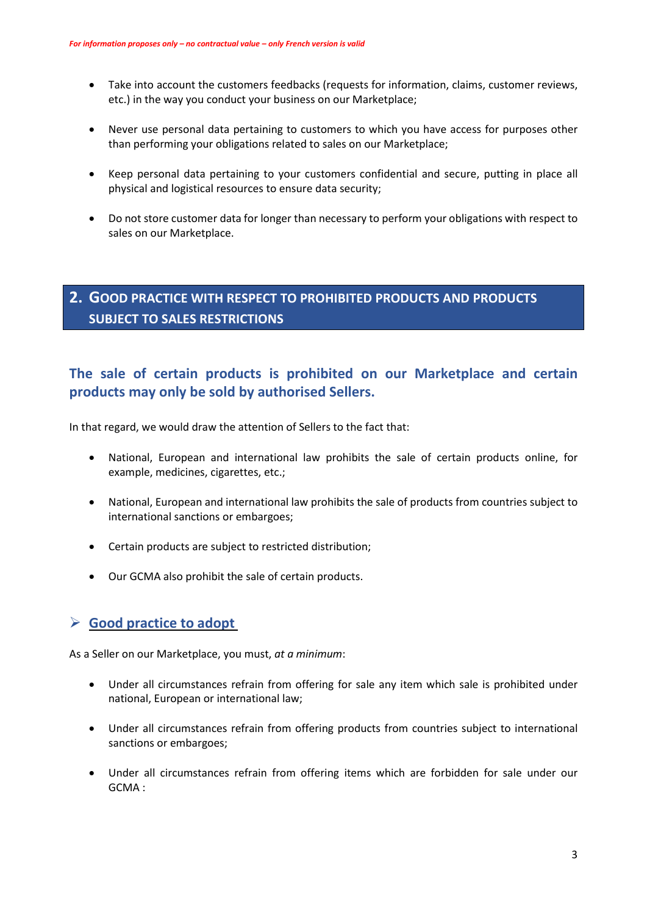- Take into account the customers feedbacks (requests for information, claims, customer reviews, etc.) in the way you conduct your business on our Marketplace;
- Never use personal data pertaining to customers to which you have access for purposes other than performing your obligations related to sales on our Marketplace;
- Keep personal data pertaining to your customers confidential and secure, putting in place all physical and logistical resources to ensure data security;
- Do not store customer data for longer than necessary to perform your obligations with respect to sales on our Marketplace.

## 2. Good practice with respect to prohibited products and products subject to sales restrictions

### The sale of certain products is prohibited on our Marketplace and certain products may only be sold by authorised Sellers.

In that regard, we would draw the attention of Sellers to the fact that:

- National, European and international law prohibits the sale of certain products online, for example, medicines, cigarettes, etc.;
- National, European and international law prohibits the sale of products from countries subject to international sanctions or embargoes;
- Certain products are subject to restricted distribution;
- Our GCMA also prohibit the sale of certain products.

#### ➢ Good practice to adopt

As a Seller on our Marketplace, you must, *at a minimum*:

- Under all circumstances refrain from offering for sale any item which sale is prohibited under national, European or international law;
- Under all circumstances refrain from offering products from countries subject to international sanctions or embargoes;
- Under all circumstances refrain from offering items which are forbidden for sale under our GCMA :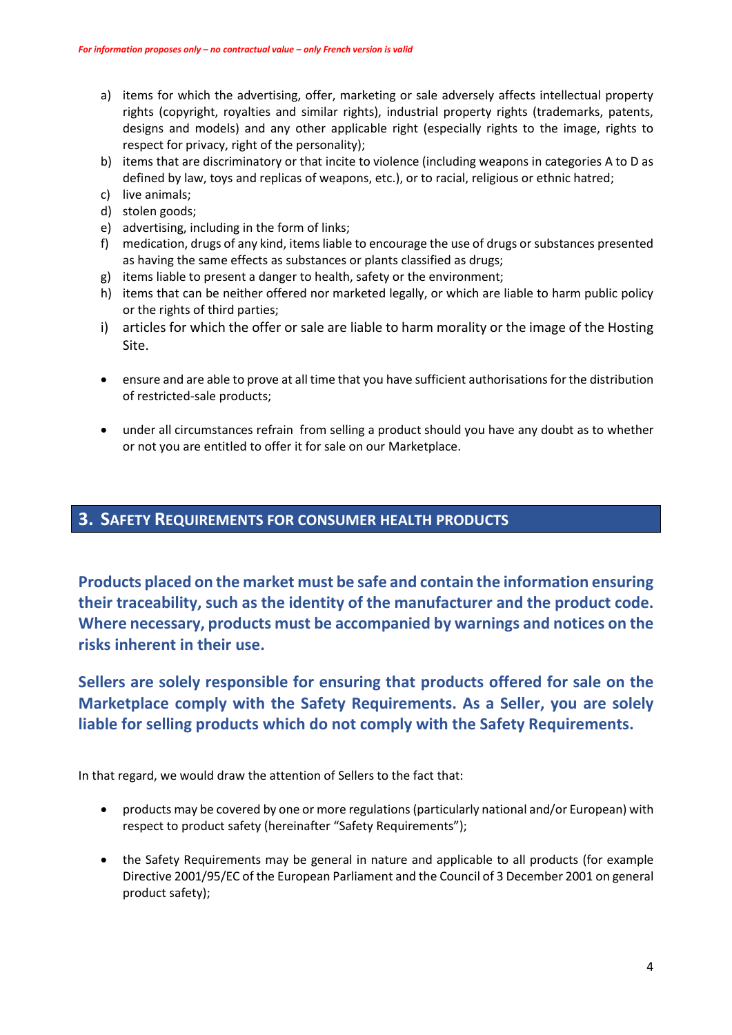a) items for which the advertising, offer, marketing or sale adversely affects intellectual property rights (copyright, royalties and similar rights), industrial property rights (trademarks, patents, designs and models) and any other applicable right (especially rights to the image, rights to respect for privacy, right of the personality);
b) items that are discriminatory or that incite to violence (including weapons in categories A to D as defined by law, toys and replicas of weapons, etc.), or to racial, religious or ethnic hatred;
c) live animals;
d) stolen goods;
e) advertising, including in the form of links;
f) medication, drugs of any kind, items liable to encourage the use of drugs or substances presented as having the same effects as substances or plants classified as drugs;
g) items liable to present a danger to health, safety or the environment;
h) items that can be neither offered nor marketed legally, or which are liable to harm public policy or the rights of third parties;
i) articles for which the offer or sale are liable to harm morality or the image of the Hosting Site.

- ensure and are able to prove at all time that you have sufficient authorisations for the distribution of restricted-sale products;

- under all circumstances refrain from selling a product should you have any doubt as to whether or not you are entitled to offer it for sale on our Marketplace.

## 3. SAFETY REQUIREMENTS FOR CONSUMER HEALTH PRODUCTS

**Products placed on the market must be safe and contain the information ensuring their traceability, such as the identity of the manufacturer and the product code. Where necessary, products must be accompanied by warnings and notices on the risks inherent in their use.**

**Sellers are solely responsible for ensuring that products offered for sale on the Marketplace comply with the Safety Requirements. As a Seller, you are solely liable for selling products which do not comply with the Safety Requirements.**

In that regard, we would draw the attention of Sellers to the fact that:

- products may be covered by one or more regulations (particularly national and/or European) with respect to product safety (hereinafter "Safety Requirements");

- the Safety Requirements may be general in nature and applicable to all products (for example Directive 2001/95/EC of the European Parliament and the Council of 3 December 2001 on general product safety);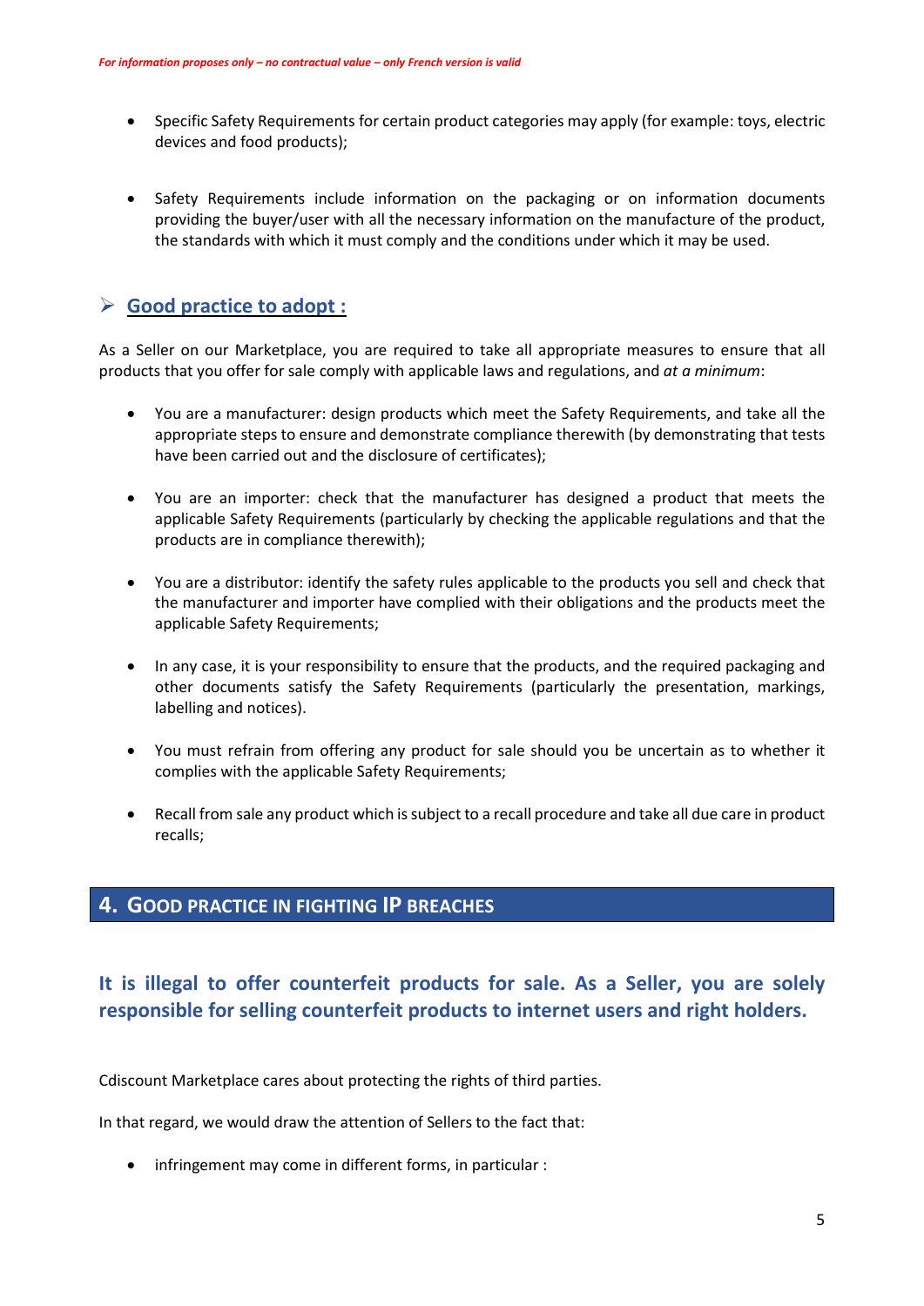- Specific Safety Requirements for certain product categories may apply (for example: toys, electric devices and food products);

- Safety Requirements include information on the packaging or on information documents providing the buyer/user with all the necessary information on the manufacture of the product, the standards with which it must comply and the conditions under which it may be used.

### ➢ Good practice to adopt :

As a Seller on our Marketplace, you are required to take all appropriate measures to ensure that all products that you offer for sale comply with applicable laws and regulations, and *at a minimum*:

- You are a manufacturer: design products which meet the Safety Requirements, and take all the appropriate steps to ensure and demonstrate compliance therewith (by demonstrating that tests have been carried out and the disclosure of certificates);

- You are an importer: check that the manufacturer has designed a product that meets the applicable Safety Requirements (particularly by checking the applicable regulations and that the products are in compliance therewith);

- You are a distributor: identify the safety rules applicable to the products you sell and check that the manufacturer and importer have complied with their obligations and the products meet the applicable Safety Requirements;

- In any case, it is your responsibility to ensure that the products, and the required packaging and other documents satisfy the Safety Requirements (particularly the presentation, markings, labelling and notices).

- You must refrain from offering any product for sale should you be uncertain as to whether it complies with the applicable Safety Requirements;

- Recall from sale any product which is subject to a recall procedure and take all due care in product recalls;

## 4. Good practice in fighting IP breaches

### It is illegal to offer counterfeit products for sale. As a Seller, you are solely responsible for selling counterfeit products to internet users and right holders.

Cdiscount Marketplace cares about protecting the rights of third parties.

In that regard, we would draw the attention of Sellers to the fact that:

- infringement may come in different forms, in particular :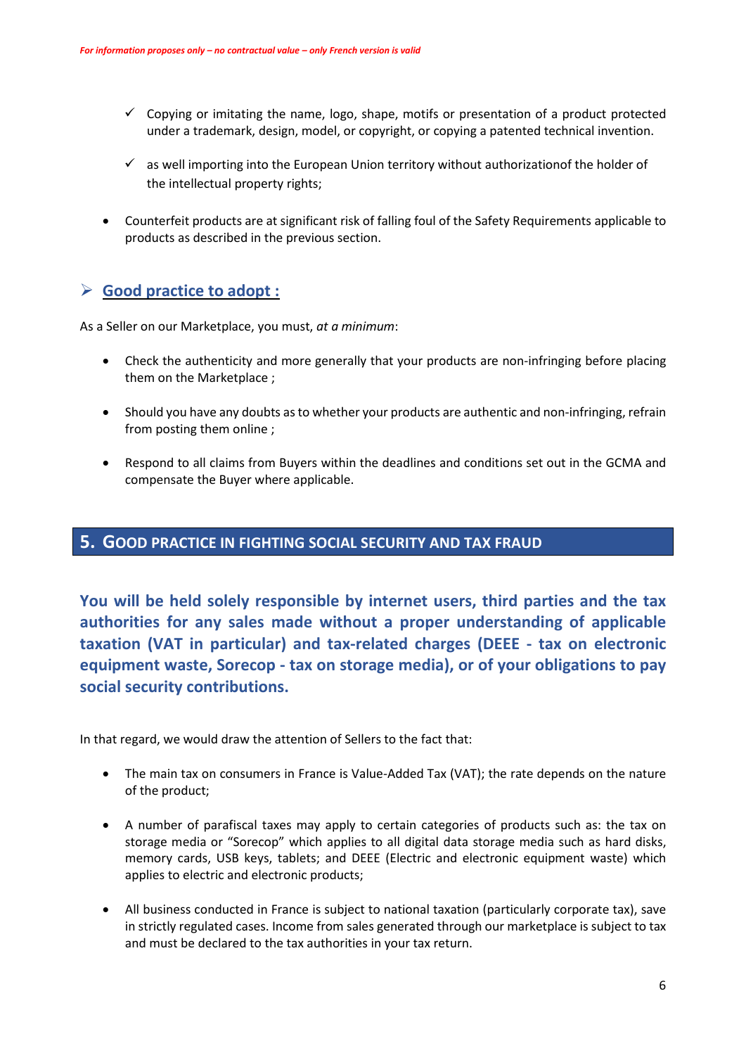- ✓ Copying or imitating the name, logo, shape, motifs or presentation of a product protected under a trademark, design, model, or copyright, or copying a patented technical invention.
- ✓ as well importing into the European Union territory without authorizationof the holder of the intellectual property rights;

- Counterfeit products are at significant risk of falling foul of the Safety Requirements applicable to products as described in the previous section.

### ➢ Good practice to adopt :

As a Seller on our Marketplace, you must, *at a minimum*:

- Check the authenticity and more generally that your products are non-infringing before placing them on the Marketplace ;
- Should you have any doubts as to whether your products are authentic and non-infringing, refrain from posting them online ;
- Respond to all claims from Buyers within the deadlines and conditions set out in the GCMA and compensate the Buyer where applicable.

## 5. GOOD PRACTICE IN FIGHTING SOCIAL SECURITY AND TAX FRAUD

**You will be held solely responsible by internet users, third parties and the tax authorities for any sales made without a proper understanding of applicable taxation (VAT in particular) and tax-related charges (DEEE - tax on electronic equipment waste, Sorecop - tax on storage media), or of your obligations to pay social security contributions.**

In that regard, we would draw the attention of Sellers to the fact that:

- The main tax on consumers in France is Value-Added Tax (VAT); the rate depends on the nature of the product;
- A number of parafiscal taxes may apply to certain categories of products such as: the tax on storage media or "Sorecop" which applies to all digital data storage media such as hard disks, memory cards, USB keys, tablets; and DEEE (Electric and electronic equipment waste) which applies to electric and electronic products;
- All business conducted in France is subject to national taxation (particularly corporate tax), save in strictly regulated cases. Income from sales generated through our marketplace is subject to tax and must be declared to the tax authorities in your tax return.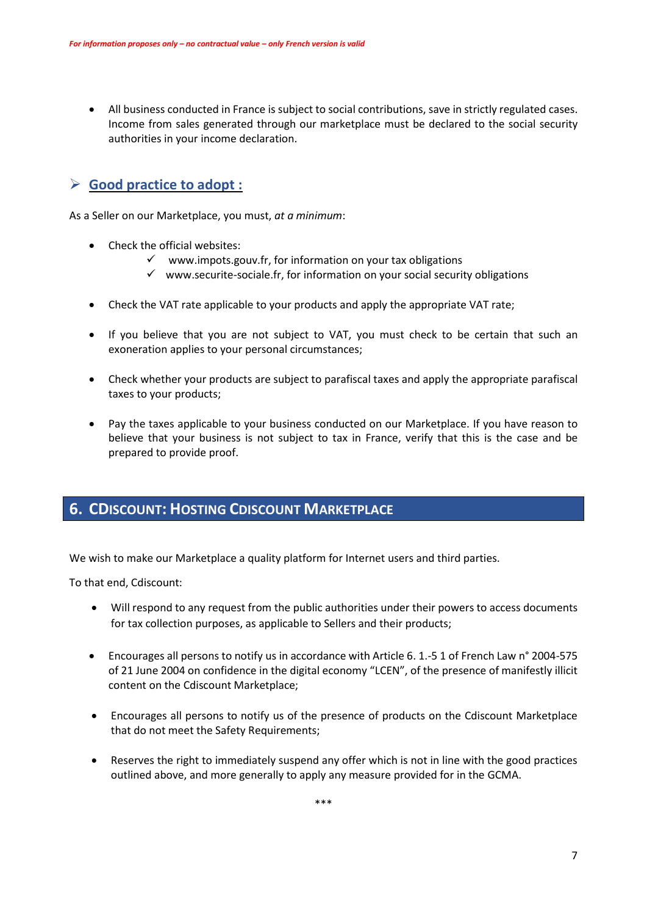- All business conducted in France is subject to social contributions, save in strictly regulated cases. Income from sales generated through our marketplace must be declared to the social security authorities in your income declaration.

## Good practice to adopt :

As a Seller on our Marketplace, you must, *at a minimum*:

- Check the official websites:
  - ✓ www.impots.gouv.fr, for information on your tax obligations
  - ✓ www.securite-sociale.fr, for information on your social security obligations

- Check the VAT rate applicable to your products and apply the appropriate VAT rate;

- If you believe that you are not subject to VAT, you must check to be certain that such an exoneration applies to your personal circumstances;

- Check whether your products are subject to parafiscal taxes and apply the appropriate parafiscal taxes to your products;

- Pay the taxes applicable to your business conducted on our Marketplace. If you have reason to believe that your business is not subject to tax in France, verify that this is the case and be prepared to provide proof.

# 6. CDISCOUNT: HOSTING CDISCOUNT MARKETPLACE

We wish to make our Marketplace a quality platform for Internet users and third parties.

To that end, Cdiscount:

- Will respond to any request from the public authorities under their powers to access documents for tax collection purposes, as applicable to Sellers and their products;

- Encourages all persons to notify us in accordance with Article 6. 1.-5 1 of French Law n° 2004-575 of 21 June 2004 on confidence in the digital economy "LCEN", of the presence of manifestly illicit content on the Cdiscount Marketplace;

- Encourages all persons to notify us of the presence of products on the Cdiscount Marketplace that do not meet the Safety Requirements;

- Reserves the right to immediately suspend any offer which is not in line with the good practices outlined above, and more generally to apply any measure provided for in the GCMA.

***